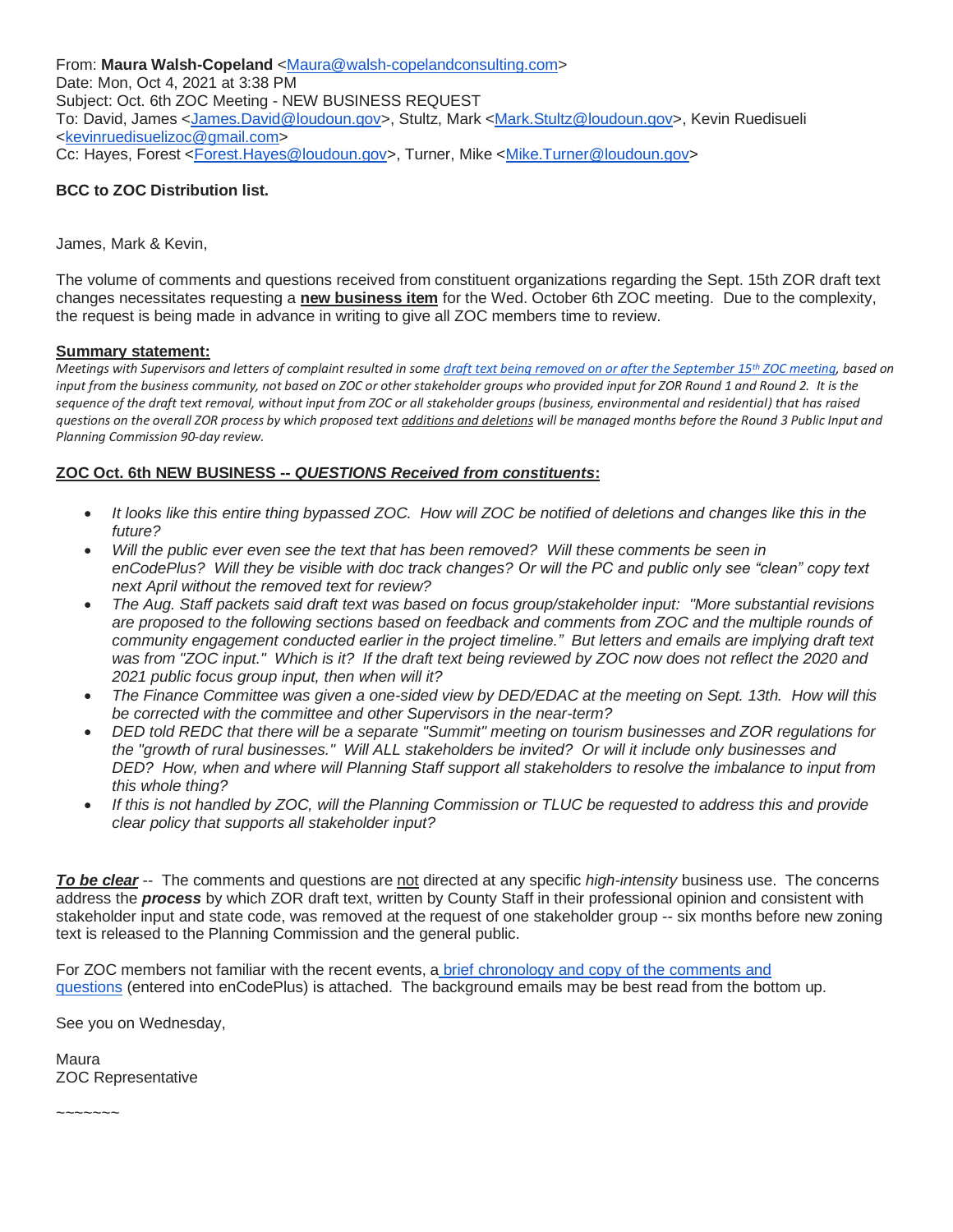From: **Maura Walsh-Copeland** <Maura@walsh-copelandconsulting.com>
Date: Mon, Oct 4, 2021 at 3:38 PM
Subject: Oct. 6th ZOC Meeting - NEW BUSINESS REQUEST
To: David, James <James.David@loudoun.gov>, Stultz, Mark <Mark.Stultz@loudoun.gov>, Kevin Ruedisueli <kevinruedisuelizoc@gmail.com>
Cc: Hayes, Forest <Forest.Hayes@loudoun.gov>, Turner, Mike <Mike.Turner@loudoun.gov>

**BCC to ZOC Distribution list.**

James, Mark & Kevin,

The volume of comments and questions received from constituent organizations regarding the Sept. 15th ZOR draft text changes necessitates requesting a **new business item** for the Wed. October 6th ZOC meeting. Due to the complexity, the request is being made in advance in writing to give all ZOC members time to review.

**Summary statement:**

*Meetings with Supervisors and letters of complaint resulted in some draft text being removed on or after the September 15th ZOC meeting, based on input from the business community, not based on ZOC or other stakeholder groups who provided input for ZOR Round 1 and Round 2. It is the sequence of the draft text removal, without input from ZOC or all stakeholder groups (business, environmental and residential) that has raised questions on the overall ZOR process by which proposed text additions and deletions will be managed months before the Round 3 Public Input and Planning Commission 90-day review.*

**ZOC Oct. 6th NEW BUSINESS -- *QUESTIONS Received from constituents*:**

- *It looks like this entire thing bypassed ZOC. How will ZOC be notified of deletions and changes like this in the future?*
- *Will the public ever even see the text that has been removed? Will these comments be seen in enCodePlus? Will they be visible with doc track changes? Or will the PC and public only see "clean" copy text next April without the removed text for review?*
- *The Aug. Staff packets said draft text was based on focus group/stakeholder input: "More substantial revisions are proposed to the following sections based on feedback and comments from ZOC and the multiple rounds of community engagement conducted earlier in the project timeline." But letters and emails are implying draft text was from "ZOC input." Which is it? If the draft text being reviewed by ZOC now does not reflect the 2020 and 2021 public focus group input, then when will it?*
- *The Finance Committee was given a one-sided view by DED/EDAC at the meeting on Sept. 13th. How will this be corrected with the committee and other Supervisors in the near-term?*
- *DED told REDC that there will be a separate "Summit" meeting on tourism businesses and ZOR regulations for the "growth of rural businesses." Will ALL stakeholders be invited? Or will it include only businesses and DED? How, when and where will Planning Staff support all stakeholders to resolve the imbalance to input from this whole thing?*
- *If this is not handled by ZOC, will the Planning Commission or TLUC be requested to address this and provide clear policy that supports all stakeholder input?*

***To be clear*** -- The comments and questions are not directed at any specific *high-intensity* business use. The concerns address the ***process*** by which ZOR draft text, written by County Staff in their professional opinion and consistent with stakeholder input and state code, was removed at the request of one stakeholder group -- six months before new zoning text is released to the Planning Commission and the general public.

For ZOC members not familiar with the recent events, a brief chronology and copy of the comments and questions (entered into enCodePlus) is attached. The background emails may be best read from the bottom up.

See you on Wednesday,

Maura
ZOC Representative

~~~~~~~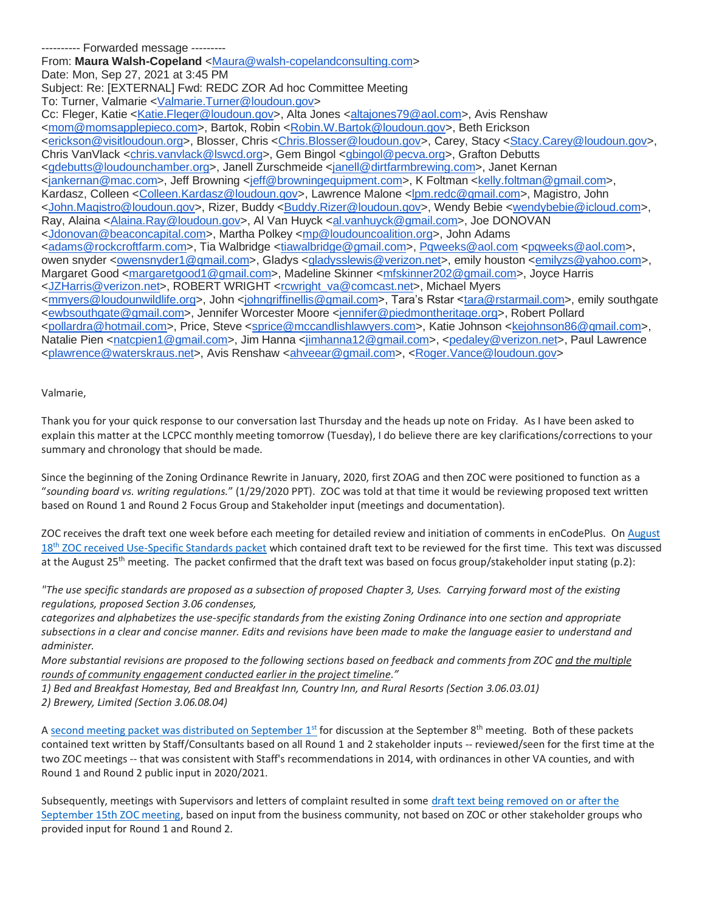---------- Forwarded message ---------
From: **Maura Walsh-Copeland** <Maura@walsh-copelandconsulting.com>
Date: Mon, Sep 27, 2021 at 3:45 PM
Subject: Re: [EXTERNAL] Fwd: REDC ZOR Ad hoc Committee Meeting
To: Turner, Valmarie <Valmarie.Turner@loudoun.gov>
Cc: Fleger, Katie <Katie.Fleger@loudoun.gov>, Alta Jones <altajones79@aol.com>, Avis Renshaw <mom@momsapplepieco.com>, Bartok, Robin <Robin.W.Bartok@loudoun.gov>, Beth Erickson <erickson@visitloudoun.org>, Blosser, Chris <Chris.Blosser@loudoun.gov>, Carey, Stacy <Stacy.Carey@loudoun.gov>, Chris VanVlack <chris.vanvlack@lswcd.org>, Gem Bingol <gbingol@pecva.org>, Grafton Debutts <gdebutts@loudounchamber.org>, Janell Zurschmeide <janell@dirtfarmbrewing.com>, Janet Kernan <jankernan@mac.com>, Jeff Browning <jeff@browningequipment.com>, K Foltman <kelly.foltman@gmail.com>, Kardasz, Colleen <Colleen.Kardasz@loudoun.gov>, Lawrence Malone <lpm.redc@gmail.com>, Magistro, John <John.Magistro@loudoun.gov>, Rizer, Buddy <Buddy.Rizer@loudoun.gov>, Wendy Bebie <wendybebie@icloud.com>, Ray, Alaina <Alaina.Ray@loudoun.gov>, Al Van Huyck <al.vanhuyck@gmail.com>, Joe DONOVAN <Jdonovan@beaconcapital.com>, Martha Polkey <mp@loudouncoalition.org>, John Adams <adams@rockcroftfarm.com>, Tia Walbridge <tiawalbridge@gmail.com>, Pqweeks@aol.com <pqweeks@aol.com>, owen snyder <owensnyder1@gmail.com>, Gladys <gladysslewis@verizon.net>, emily houston <emilyzs@yahoo.com>, Margaret Good <margaretgood1@gmail.com>, Madeline Skinner <mfskinner202@gmail.com>, Joyce Harris <JZHarris@verizon.net>, ROBERT WRIGHT <rcwright_va@comcast.net>, Michael Myers <mmyers@loudounwildlife.org>, John <johngriffinellis@gmail.com>, Tara's Rstar <tara@rstarmail.com>, emily southgate <ewbsouthgate@gmail.com>, Jennifer Worcester Moore <jennifer@piedmontheritage.org>, Robert Pollard <pollardra@hotmail.com>, Price, Steve <sprice@mccandlishlawyers.com>, Katie Johnson <kejohnson86@gmail.com>, Natalie Pien <natcpien1@gmail.com>, Jim Hanna <jimhanna12@gmail.com>, <pedaley@verizon.net>, Paul Lawrence <plawrence@waterskraus.net>, Avis Renshaw <ahveear@gmail.com>, <Roger.Vance@loudoun.gov>

Valmarie,

Thank you for your quick response to our conversation last Thursday and the heads up note on Friday. As I have been asked to explain this matter at the LCPCC monthly meeting tomorrow (Tuesday), I do believe there are key clarifications/corrections to your summary and chronology that should be made.

Since the beginning of the Zoning Ordinance Rewrite in January, 2020, first ZOAG and then ZOC were positioned to function as a "*sounding board vs. writing regulations.*" (1/29/2020 PPT). ZOC was told at that time it would be reviewing proposed text written based on Round 1 and Round 2 Focus Group and Stakeholder input (meetings and documentation).

ZOC receives the draft text one week before each meeting for detailed review and initiation of comments in enCodePlus. On August 18th ZOC received Use-Specific Standards packet which contained draft text to be reviewed for the first time. This text was discussed at the August 25th meeting. The packet confirmed that the draft text was based on focus group/stakeholder input stating (p.2):

*"The use specific standards are proposed as a subsection of proposed Chapter 3, Uses. Carrying forward most of the existing regulations, proposed Section 3.06 condenses,*
*categorizes and alphabetizes the use-specific standards from the existing Zoning Ordinance into one section and appropriate subsections in a clear and concise manner. Edits and revisions have been made to make the language easier to understand and administer.*
*More substantial revisions are proposed to the following sections based on feedback and comments from ZOC and the multiple rounds of community engagement conducted earlier in the project timeline."*
*1) Bed and Breakfast Homestay, Bed and Breakfast Inn, Country Inn, and Rural Resorts (Section 3.06.03.01)*
*2) Brewery, Limited (Section 3.06.08.04)*

A second meeting packet was distributed on September 1st for discussion at the September 8th meeting. Both of these packets contained text written by Staff/Consultants based on all Round 1 and 2 stakeholder inputs -- reviewed/seen for the first time at the two ZOC meetings -- that was consistent with Staff's recommendations in 2014, with ordinances in other VA counties, and with Round 1 and Round 2 public input in 2020/2021.

Subsequently, meetings with Supervisors and letters of complaint resulted in some draft text being removed on or after the September 15th ZOC meeting, based on input from the business community, not based on ZOC or other stakeholder groups who provided input for Round 1 and Round 2.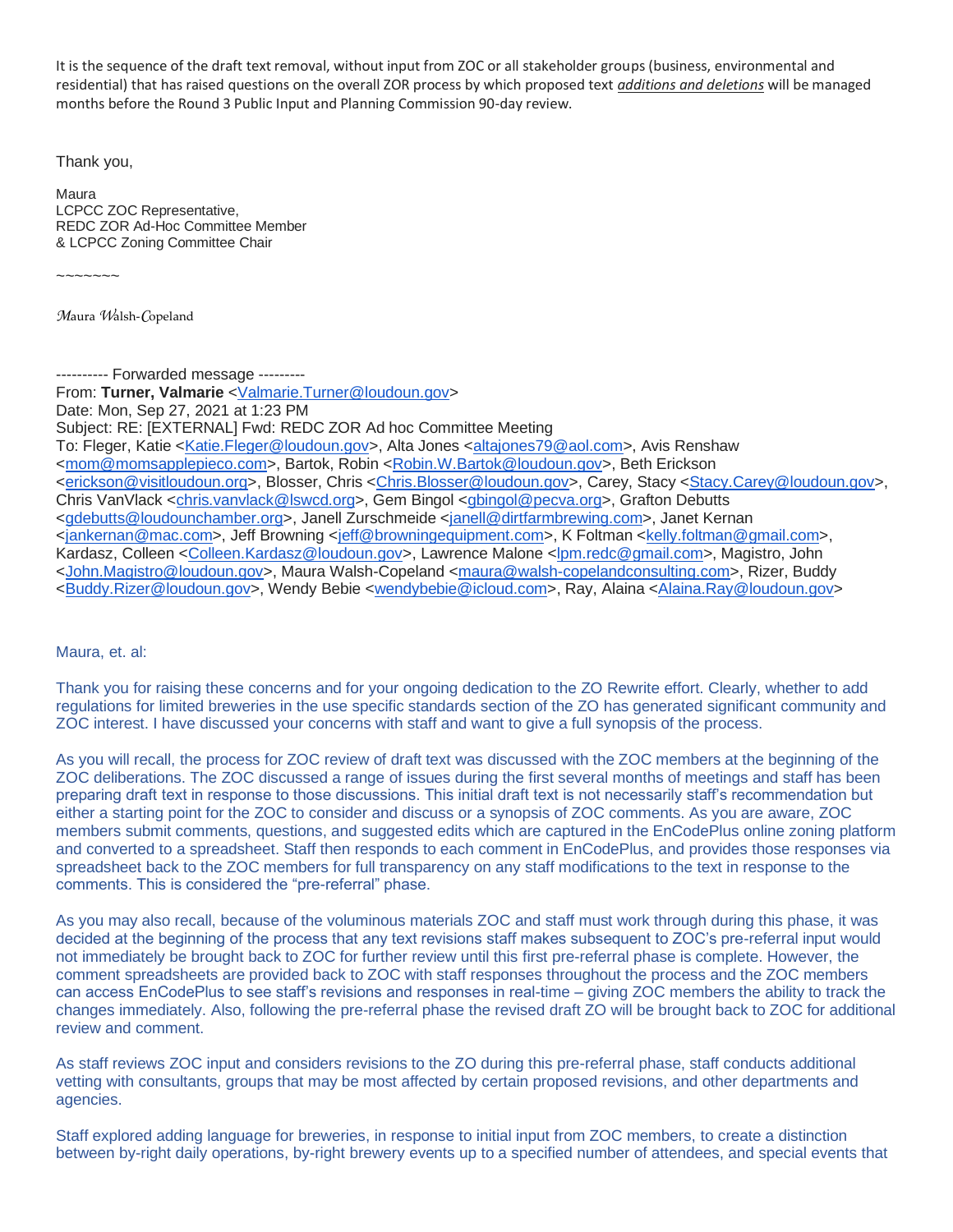It is the sequence of the draft text removal, without input from ZOC or all stakeholder groups (business, environmental and residential) that has raised questions on the overall ZOR process by which proposed text ***additions and deletions*** will be managed months before the Round 3 Public Input and Planning Commission 90-day review.

Thank you,

Maura
LCPCC ZOC Representative,
REDC ZOR Ad-Hoc Committee Member
& LCPCC Zoning Committee Chair

~~~~~~~

*Maura Walsh-Copeland*

---------- Forwarded message ---------
From: **Turner, Valmarie** <Valmarie.Turner@loudoun.gov>
Date: Mon, Sep 27, 2021 at 1:23 PM
Subject: RE: [EXTERNAL] Fwd: REDC ZOR Ad hoc Committee Meeting
To: Fleger, Katie <Katie.Fleger@loudoun.gov>, Alta Jones <altajones79@aol.com>, Avis Renshaw <mom@momsapplepieco.com>, Bartok, Robin <Robin.W.Bartok@loudoun.gov>, Beth Erickson <erickson@visitloudoun.org>, Blosser, Chris <Chris.Blosser@loudoun.gov>, Carey, Stacy <Stacy.Carey@loudoun.gov>, Chris VanVlack <chris.vanvlack@lswcd.org>, Gem Bingol <gbingol@pecva.org>, Grafton Debutts <gdebutts@loudounchamber.org>, Janell Zurschmeide <janell@dirtfarmbrewing.com>, Janet Kernan <jankernan@mac.com>, Jeff Browning <jeff@browningequipment.com>, K Foltman <kelly.foltman@gmail.com>, Kardasz, Colleen <Colleen.Kardasz@loudoun.gov>, Lawrence Malone <lpm.redc@gmail.com>, Magistro, John <John.Magistro@loudoun.gov>, Maura Walsh-Copeland <maura@walsh-copelandconsulting.com>, Rizer, Buddy <Buddy.Rizer@loudoun.gov>, Wendy Bebie <wendybebie@icloud.com>, Ray, Alaina <Alaina.Ray@loudoun.gov>

Maura, et. al:

Thank you for raising these concerns and for your ongoing dedication to the ZO Rewrite effort. Clearly, whether to add regulations for limited breweries in the use specific standards section of the ZO has generated significant community and ZOC interest. I have discussed your concerns with staff and want to give a full synopsis of the process.

As you will recall, the process for ZOC review of draft text was discussed with the ZOC members at the beginning of the ZOC deliberations. The ZOC discussed a range of issues during the first several months of meetings and staff has been preparing draft text in response to those discussions. This initial draft text is not necessarily staff's recommendation but either a starting point for the ZOC to consider and discuss or a synopsis of ZOC comments. As you are aware, ZOC members submit comments, questions, and suggested edits which are captured in the EnCodePlus online zoning platform and converted to a spreadsheet. Staff then responds to each comment in EnCodePlus, and provides those responses via spreadsheet back to the ZOC members for full transparency on any staff modifications to the text in response to the comments. This is considered the "pre-referral" phase.

As you may also recall, because of the voluminous materials ZOC and staff must work through during this phase, it was decided at the beginning of the process that any text revisions staff makes subsequent to ZOC's pre-referral input would not immediately be brought back to ZOC for further review until this first pre-referral phase is complete. However, the comment spreadsheets are provided back to ZOC with staff responses throughout the process and the ZOC members can access EnCodePlus to see staff's revisions and responses in real-time – giving ZOC members the ability to track the changes immediately. Also, following the pre-referral phase the revised draft ZO will be brought back to ZOC for additional review and comment.

As staff reviews ZOC input and considers revisions to the ZO during this pre-referral phase, staff conducts additional vetting with consultants, groups that may be most affected by certain proposed revisions, and other departments and agencies.

Staff explored adding language for breweries, in response to initial input from ZOC members, to create a distinction between by-right daily operations, by-right brewery events up to a specified number of attendees, and special events that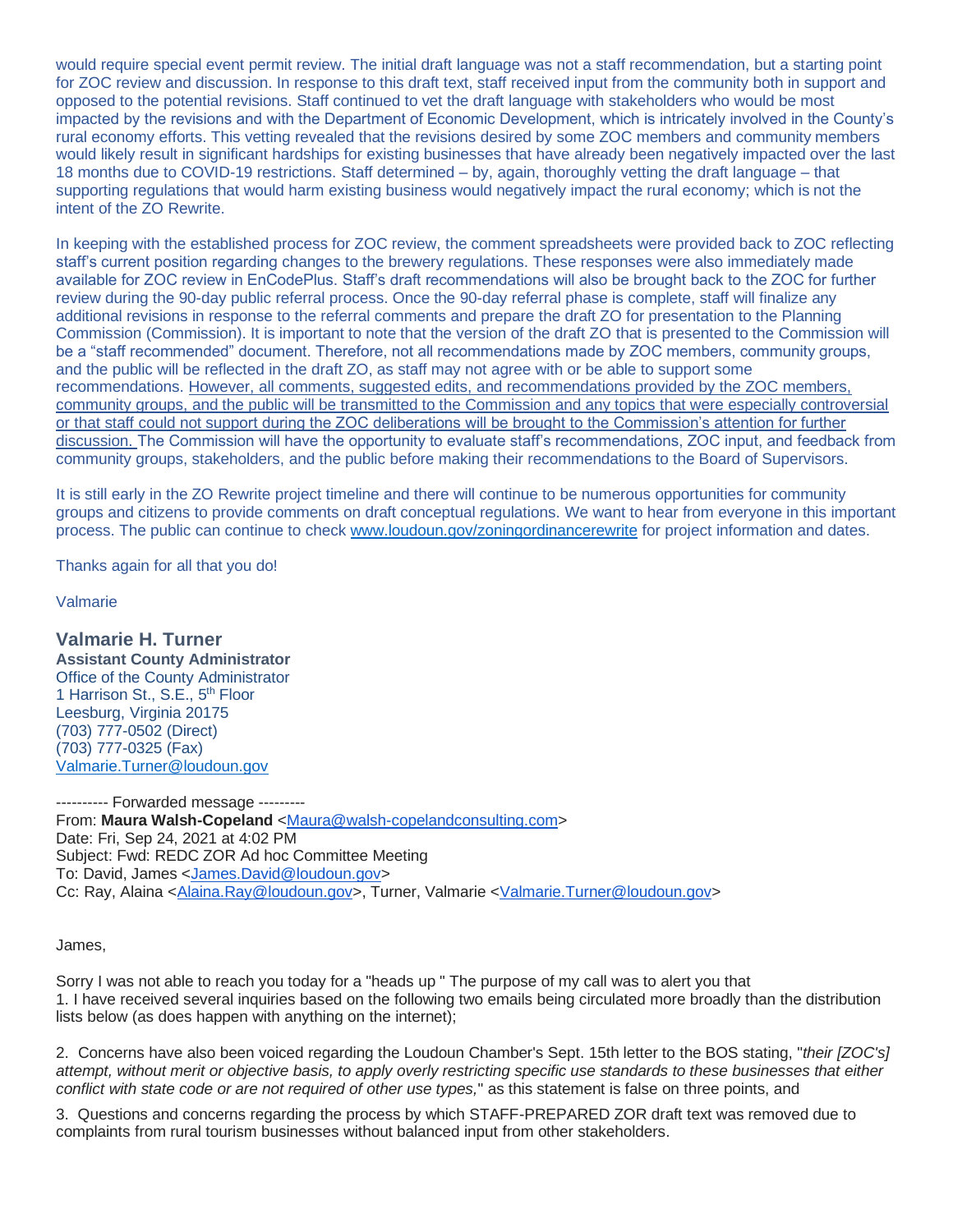would require special event permit review. The initial draft language was not a staff recommendation, but a starting point for ZOC review and discussion. In response to this draft text, staff received input from the community both in support and opposed to the potential revisions. Staff continued to vet the draft language with stakeholders who would be most impacted by the revisions and with the Department of Economic Development, which is intricately involved in the County's rural economy efforts. This vetting revealed that the revisions desired by some ZOC members and community members would likely result in significant hardships for existing businesses that have already been negatively impacted over the last 18 months due to COVID-19 restrictions. Staff determined – by, again, thoroughly vetting the draft language – that supporting regulations that would harm existing business would negatively impact the rural economy; which is not the intent of the ZO Rewrite.

In keeping with the established process for ZOC review, the comment spreadsheets were provided back to ZOC reflecting staff's current position regarding changes to the brewery regulations. These responses were also immediately made available for ZOC review in EnCodePlus. Staff's draft recommendations will also be brought back to the ZOC for further review during the 90-day public referral process. Once the 90-day referral phase is complete, staff will finalize any additional revisions in response to the referral comments and prepare the draft ZO for presentation to the Planning Commission (Commission). It is important to note that the version of the draft ZO that is presented to the Commission will be a "staff recommended" document. Therefore, not all recommendations made by ZOC members, community groups, and the public will be reflected in the draft ZO, as staff may not agree with or be able to support some recommendations. <u>However, all comments, suggested edits, and recommendations provided by the ZOC members, community groups, and the public will be transmitted to the Commission and any topics that were especially controversial or that staff could not support during the ZOC deliberations will be brought to the Commission's attention for further discussion.</u> The Commission will have the opportunity to evaluate staff's recommendations, ZOC input, and feedback from community groups, stakeholders, and the public before making their recommendations to the Board of Supervisors.

It is still early in the ZO Rewrite project timeline and there will continue to be numerous opportunities for community groups and citizens to provide comments on draft conceptual regulations. We want to hear from everyone in this important process. The public can continue to check www.loudoun.gov/zoningordinancerewrite for project information and dates.

Thanks again for all that you do!

Valmarie

**Valmarie H. Turner**
**Assistant County Administrator**
Office of the County Administrator
1 Harrison St., S.E., 5th Floor
Leesburg, Virginia 20175
(703) 777-0502 (Direct)
(703) 777-0325 (Fax)
Valmarie.Turner@loudoun.gov

---------- Forwarded message ---------
From: **Maura Walsh-Copeland** <Maura@walsh-copelandconsulting.com>
Date: Fri, Sep 24, 2021 at 4:02 PM
Subject: Fwd: REDC ZOR Ad hoc Committee Meeting
To: David, James <James.David@loudoun.gov>
Cc: Ray, Alaina <Alaina.Ray@loudoun.gov>, Turner, Valmarie <Valmarie.Turner@loudoun.gov>

James,

Sorry I was not able to reach you today for a "heads up " The purpose of my call was to alert you that
1. I have received several inquiries based on the following two emails being circulated more broadly than the distribution lists below (as does happen with anything on the internet);

2. Concerns have also been voiced regarding the Loudoun Chamber's Sept. 15th letter to the BOS stating, "*their [ZOC's] attempt, without merit or objective basis, to apply overly restricting specific use standards to these businesses that either conflict with state code or are not required of other use types,*" as this statement is false on three points, and

3. Questions and concerns regarding the process by which STAFF-PREPARED ZOR draft text was removed due to complaints from rural tourism businesses without balanced input from other stakeholders.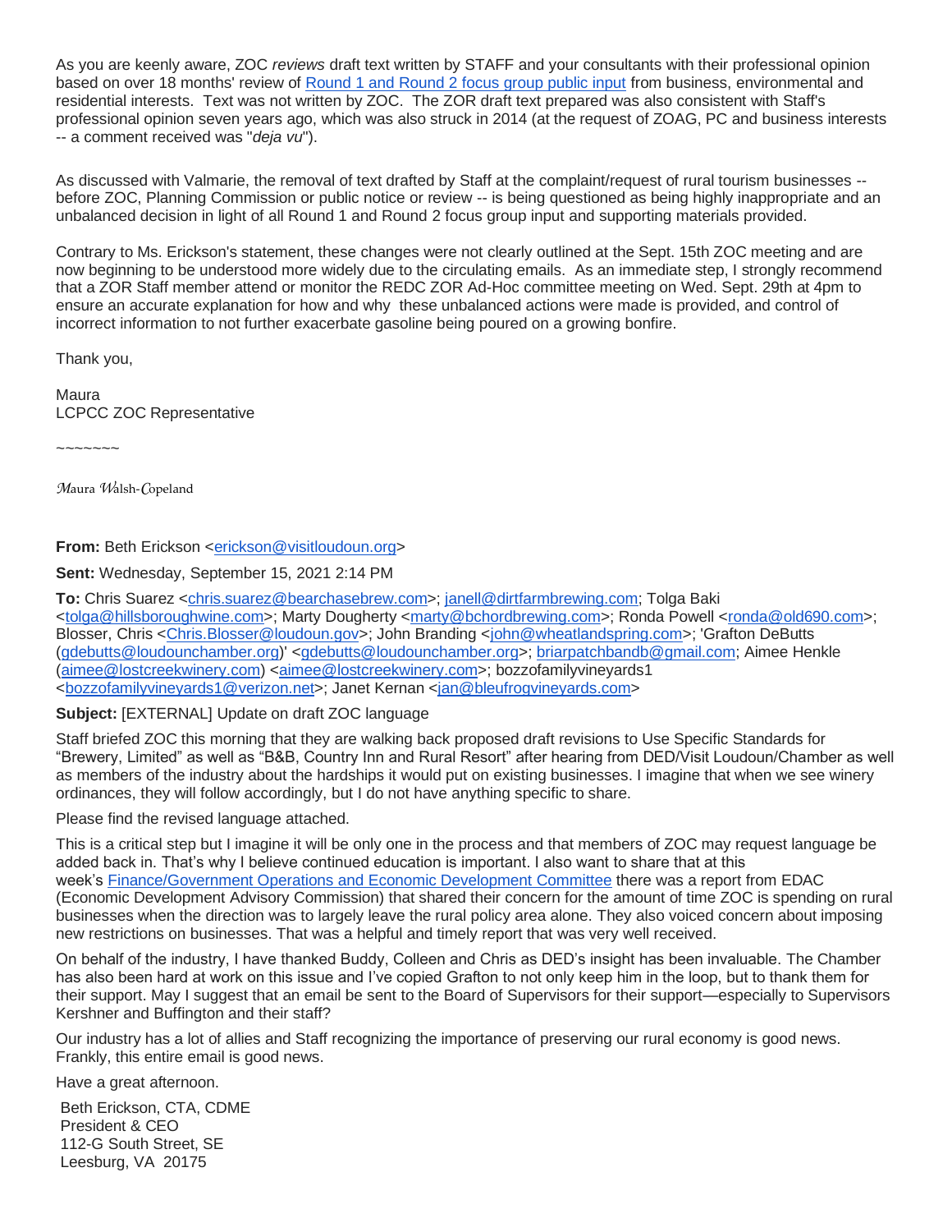As you are keenly aware, ZOC *reviews* draft text written by STAFF and your consultants with their professional opinion based on over 18 months' review of [Round 1 and Round 2 focus group public input](#) from business, environmental and residential interests. Text was not written by ZOC. The ZOR draft text prepared was also consistent with Staff's professional opinion seven years ago, which was also struck in 2014 (at the request of ZOAG, PC and business interests -- a comment received was "*deja vu*").

As discussed with Valmarie, the removal of text drafted by Staff at the complaint/request of rural tourism businesses -- before ZOC, Planning Commission or public notice or review -- is being questioned as being highly inappropriate and an unbalanced decision in light of all Round 1 and Round 2 focus group input and supporting materials provided.

Contrary to Ms. Erickson's statement, these changes were not clearly outlined at the Sept. 15th ZOC meeting and are now beginning to be understood more widely due to the circulating emails. As an immediate step, I strongly recommend that a ZOR Staff member attend or monitor the REDC ZOR Ad-Hoc committee meeting on Wed. Sept. 29th at 4pm to ensure an accurate explanation for how and why these unbalanced actions were made is provided, and control of incorrect information to not further exacerbate gasoline being poured on a growing bonfire.

Thank you,

Maura
LCPCC ZOC Representative

~~~~~~~

*Maura Walsh-Copeland*

**From:** Beth Erickson <erickson@visitloudoun.org>

**Sent:** Wednesday, September 15, 2021 2:14 PM

**To:** Chris Suarez <chris.suarez@bearchasebrew.com>; janell@dirtfarmbrewing.com; Tolga Baki <tolga@hillsboroughwine.com>; Marty Dougherty <marty@bchordbrewing.com>; Ronda Powell <ronda@old690.com>; Blosser, Chris <Chris.Blosser@loudoun.gov>; John Branding <john@wheatlandspring.com>; 'Grafton DeButts (gdebutts@loudounchamber.org)' <gdebutts@loudounchamber.org>; briarpatchbandb@gmail.com; Aimee Henkle (aimee@lostcreekwinery.com) <aimee@lostcreekwinery.com>; bozzofamilyvineyards1 <bozzofamilyvineyards1@verizon.net>; Janet Kernan <jan@bleufrogvineyards.com>

**Subject:** [EXTERNAL] Update on draft ZOC language

Staff briefed ZOC this morning that they are walking back proposed draft revisions to Use Specific Standards for "Brewery, Limited" as well as "B&B, Country Inn and Rural Resort" after hearing from DED/Visit Loudoun/Chamber as well as members of the industry about the hardships it would put on existing businesses. I imagine that when we see winery ordinances, they will follow accordingly, but I do not have anything specific to share.

Please find the revised language attached.

This is a critical step but I imagine it will be only one in the process and that members of ZOC may request language be added back in. That's why I believe continued education is important. I also want to share that at this week's [Finance/Government Operations and Economic Development Committee](#) there was a report from EDAC (Economic Development Advisory Commission) that shared their concern for the amount of time ZOC is spending on rural businesses when the direction was to largely leave the rural policy area alone. They also voiced concern about imposing new restrictions on businesses. That was a helpful and timely report that was very well received.

On behalf of the industry, I have thanked Buddy, Colleen and Chris as DED's insight has been invaluable. The Chamber has also been hard at work on this issue and I've copied Grafton to not only keep him in the loop, but to thank them for their support. May I suggest that an email be sent to the Board of Supervisors for their support—especially to Supervisors Kershner and Buffington and their staff?

Our industry has a lot of allies and Staff recognizing the importance of preserving our rural economy is good news. Frankly, this entire email is good news.

Have a great afternoon.

Beth Erickson, CTA, CDME
President & CEO
112-G South Street, SE
Leesburg, VA 20175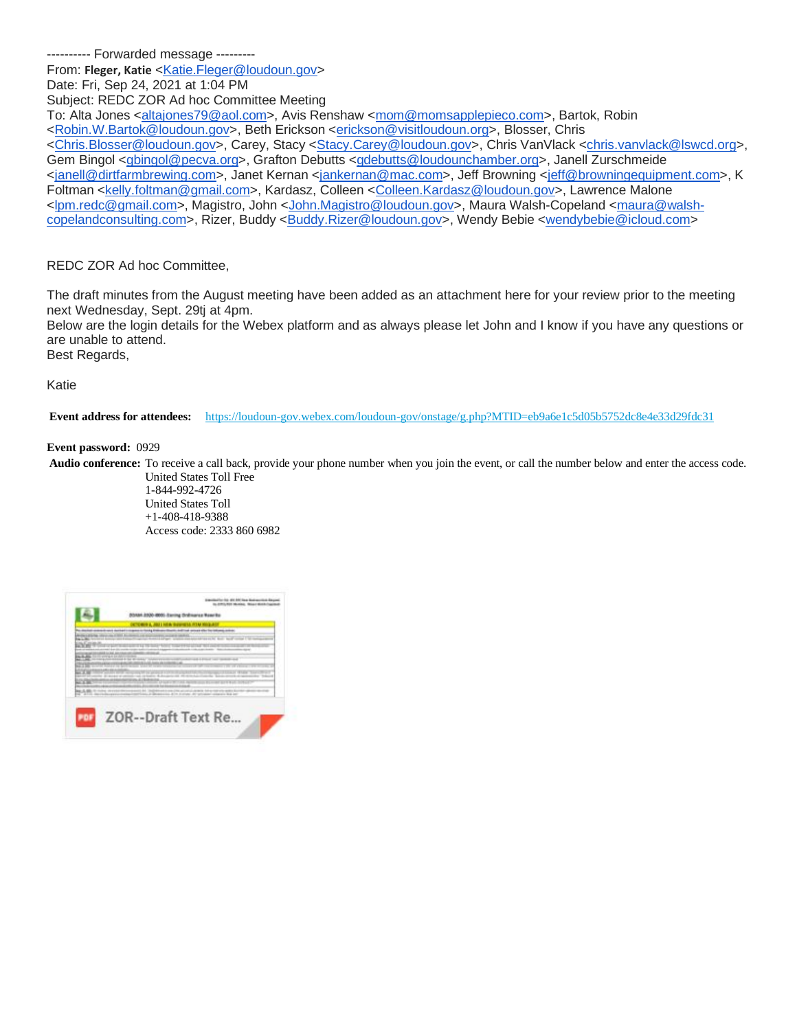---------- Forwarded message ---------
From: **Fleger, Katie** <Katie.Fleger@loudoun.gov>
Date: Fri, Sep 24, 2021 at 1:04 PM
Subject: REDC ZOR Ad hoc Committee Meeting
To: Alta Jones <altajones79@aol.com>, Avis Renshaw <mom@momsapplepieco.com>, Bartok, Robin <Robin.W.Bartok@loudoun.gov>, Beth Erickson <erickson@visitloudoun.org>, Blosser, Chris <Chris.Blosser@loudoun.gov>, Carey, Stacy <Stacy.Carey@loudoun.gov>, Chris VanVlack <chris.vanvlack@lswcd.org>, Gem Bingol <gbingol@pecva.org>, Grafton Debutts <gdebutts@loudounchamber.org>, Janell Zurschmeide <janell@dirtfarmbrewing.com>, Janet Kernan <jankernan@mac.com>, Jeff Browning <jeff@browningequipment.com>, K Foltman <kelly.foltman@gmail.com>, Kardasz, Colleen <Colleen.Kardasz@loudoun.gov>, Lawrence Malone <lpm.redc@gmail.com>, Magistro, John <John.Magistro@loudoun.gov>, Maura Walsh-Copeland <maura@walsh-copelandconsulting.com>, Rizer, Buddy <Buddy.Rizer@loudoun.gov>, Wendy Bebie <wendybebie@icloud.com>

REDC ZOR Ad hoc Committee,

The draft minutes from the August meeting have been added as an attachment here for your review prior to the meeting next Wednesday, Sept. 29tj at 4pm.
Below are the login details for the Webex platform and as always please let John and I know if you have any questions or are unable to attend.
Best Regards,

Katie

**Event address for attendees:** https://loudoun-gov.webex.com/loudoun-gov/onstage/g.php?MTID=eb9a6e1c5d05b5752dc8e4e33d29fdc31

**Event password:** 0929

**Audio conference:** To receive a call back, provide your phone number when you join the event, or call the number below and enter the access code.
United States Toll Free
1-844-992-4726
United States Toll
+1-408-418-9388
Access code: 2333 860 6982

ZOR--Draft Text Re...